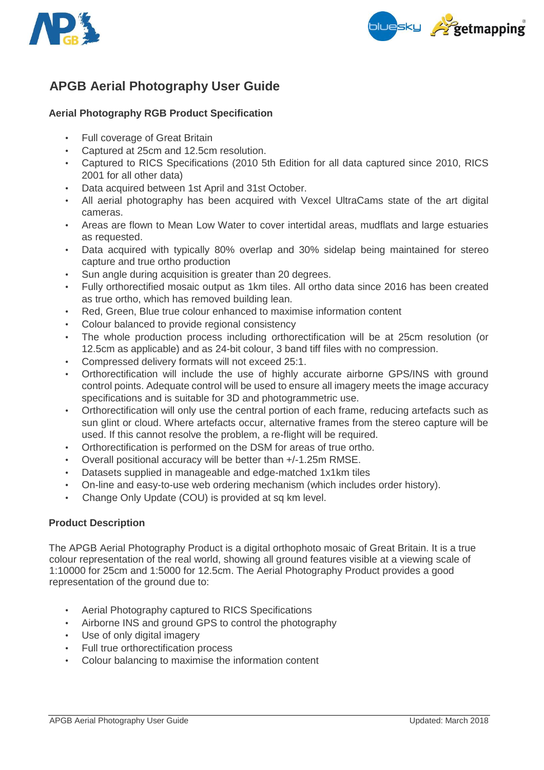# APGB Aerial Photography User Guide

## Aerial Photography RGB Product Specification

- Full coverage of Great Britain
- Captured at 25cm and 12.5cm resolution.
- Captured to RICS Specifications (2010 5th Edition for all data captured since 2010, RICS 2001 for all other data)
- Data acquired between 1st April and 31st October.
- All aerial photography has been acquired with Vexcel UltraCams state of the art digital cameras.
- Areas are flown to Mean Low Water to cover intertidal areas, mudflats and large estuaries as requested.
- Data acquired with typically 80% overlap and 30% sidelap being maintained for stereo capture and true ortho production
- Sun angle during acquisition is greater than 20 degrees.
- Fully orthorectified mosaic output as 1km tiles. All ortho data since 2016 has been created as true ortho, which has removed building lean.
- Red, Green, Blue true colour enhanced to maximise information content
- Colour balanced to provide regional consistency
- The whole production process including orthorectification will be at 25cm resolution (or 12.5cm as applicable) and as 24-bit colour, 3 band tiff files with no compression.
- Compressed delivery formats will not exceed 25:1.
- Orthorectification will include the use of highly accurate airborne GPS/INS with ground control points. Adequate control will be used to ensure all imagery meets the image accuracy specifications and is suitable for 3D and photogrammetric use.
- Orthorectification will only use the central portion of each frame, reducing artefacts such as sun glint or cloud. Where artefacts occur, alternative frames from the stereo capture will be used. If this cannot resolve the problem, a re-flight will be required.
- Orthorectification is performed on the DSM for areas of true ortho.
- Overall positional accuracy will be better than +/-1.25m RMSE.
- Datasets supplied in manageable and edge-matched 1x1km tiles
- On-line and easy-to-use web ordering mechanism (which includes order history).
- Change Only Update (COU) is provided at sq km level.

## Product Description

The APGB Aerial Photography Product is a digital orthophoto mosaic of Great Britain. It is a true colour representation of the real world, showing all ground features visible at a viewing scale of 1:10000 for 25cm and 1:5000 for 12.5cm. The Aerial Photography Product provides a good representation of the ground due to:

- Aerial Photography captured to RICS Specifications
- Airborne INS and ground GPS to control the photography
- Use of only digital imagery
- Full true orthorectification process
- Colour balancing to maximise the information content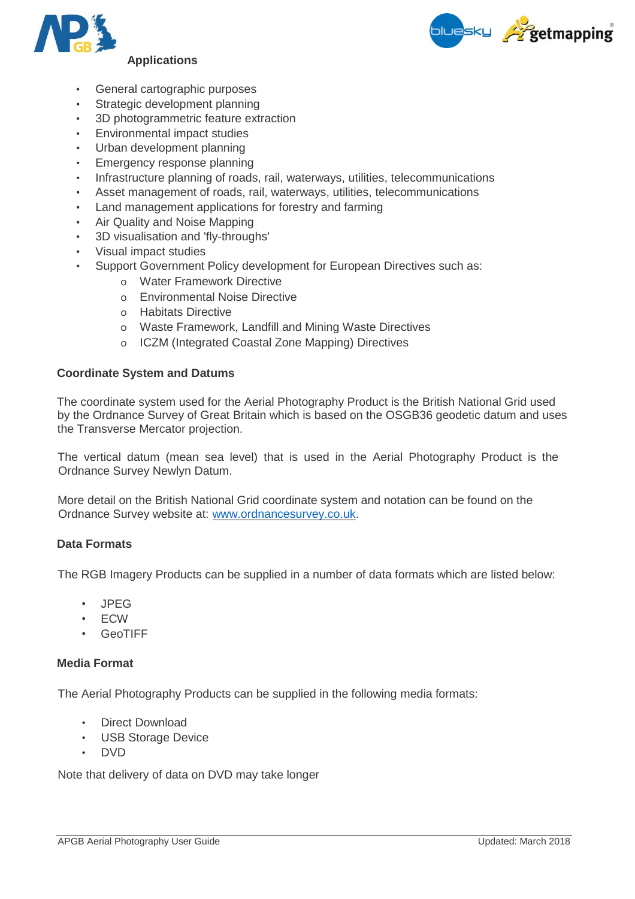### Applications

- General cartographic purposes
- Strategic development planning
- 3D photogrammetric feature extraction
- Environmental impact studies
- Urban development planning
- Emergency response planning
- Infrastructure planning of roads, rail, waterways, utilities, telecommunications
- Asset management of roads, rail, waterways, utilities, telecommunications
- Land management applications for forestry and farming
- Air Quality and Noise Mapping
- 3D visualisation and 'fly-throughs'
- Visual impact studies
- Support Government Policy development for European Directives such as:
  - Water Framework Directive
  - Environmental Noise Directive
  - Habitats Directive
  - Waste Framework, Landfill and Mining Waste Directives
  - ICZM (Integrated Coastal Zone Mapping) Directives

### Coordinate System and Datums

The coordinate system used for the Aerial Photography Product is the British National Grid used by the Ordnance Survey of Great Britain which is based on the OSGB36 geodetic datum and uses the Transverse Mercator projection.

The vertical datum (mean sea level) that is used in the Aerial Photography Product is the Ordnance Survey Newlyn Datum.

More detail on the British National Grid coordinate system and notation can be found on the Ordnance Survey website at: www.ordnancesurvey.co.uk.

### Data Formats

The RGB Imagery Products can be supplied in a number of data formats which are listed below:

- JPEG
- ECW
- GeoTIFF

### Media Format

The Aerial Photography Products can be supplied in the following media formats:

- Direct Download
- USB Storage Device
- DVD

Note that delivery of data on DVD may take longer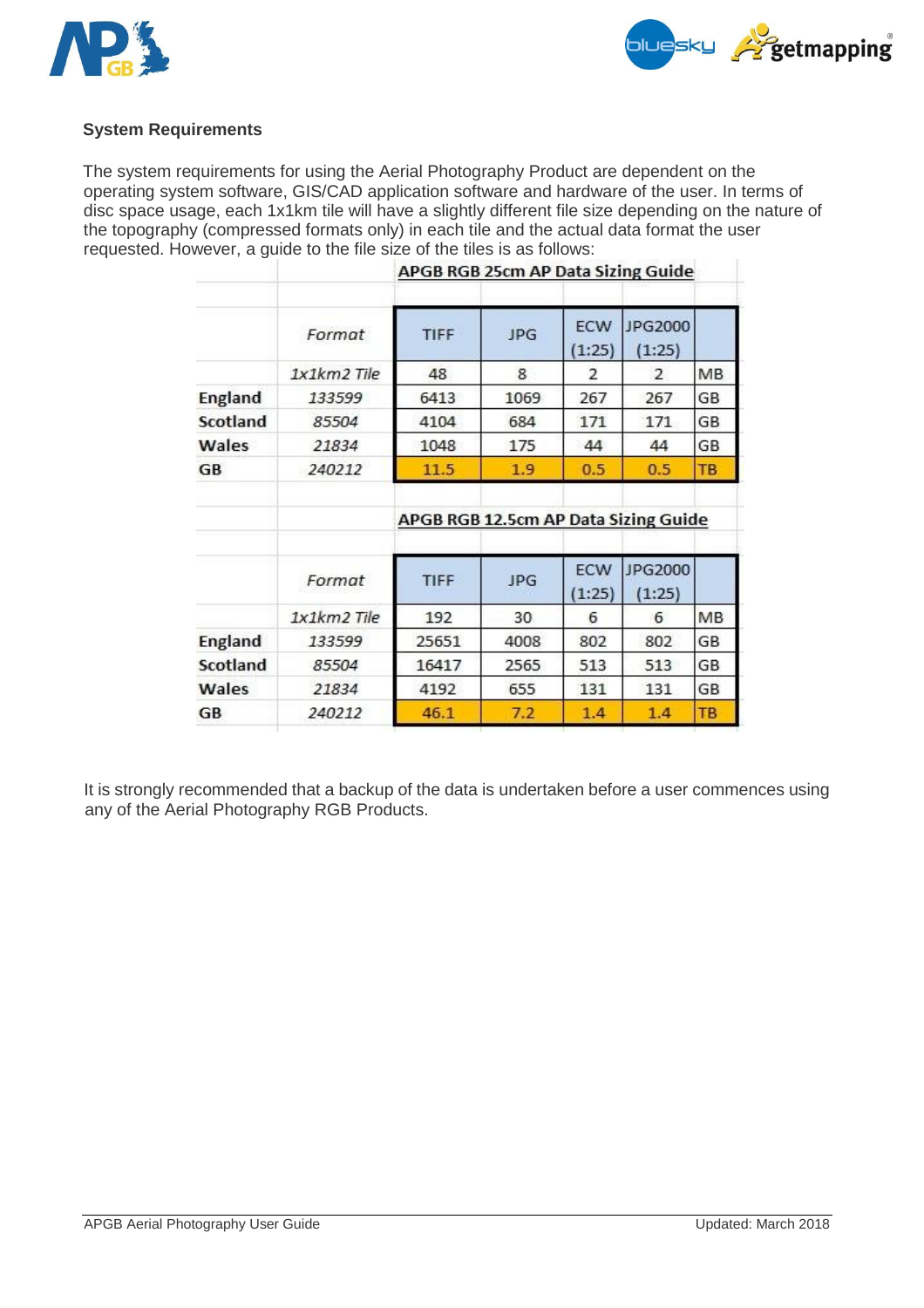**System Requirements**

The system requirements for using the Aerial Photography Product are dependent on the operating system software, GIS/CAD application software and hardware of the user. In terms of disc space usage, each 1x1km tile will have a slightly different file size depending on the nature of the topography (compressed formats only) in each tile and the actual data format the user requested. However, a guide to the file size of the tiles is as follows:

**APGB RGB 25cm AP Data Sizing Guide**

| | *Format* | TIFF | JPG | ECW (1:25) | JPG2000 (1:25) | |
|---|---|---|---|---|---|---|
| | *1x1km2 Tile* | 48 | 8 | 2 | 2 | MB |
| **England** | *133599* | 6413 | 1069 | 267 | 267 | GB |
| **Scotland** | *85504* | 4104 | 684 | 171 | 171 | GB |
| **Wales** | *21834* | 1048 | 175 | 44 | 44 | GB |
| **GB** | *240212* | 11.5 | 1.9 | 0.5 | 0.5 | TB |

**APGB RGB 12.5cm AP Data Sizing Guide**

| | *Format* | TIFF | JPG | ECW (1:25) | JPG2000 (1:25) | |
|---|---|---|---|---|---|---|
| | *1x1km2 Tile* | 192 | 30 | 6 | 6 | MB |
| **England** | *133599* | 25651 | 4008 | 802 | 802 | GB |
| **Scotland** | *85504* | 16417 | 2565 | 513 | 513 | GB |
| **Wales** | *21834* | 4192 | 655 | 131 | 131 | GB |
| **GB** | *240212* | 46.1 | 7.2 | 1.4 | 1.4 | TB |

It is strongly recommended that a backup of the data is undertaken before a user commences using any of the Aerial Photography RGB Products.